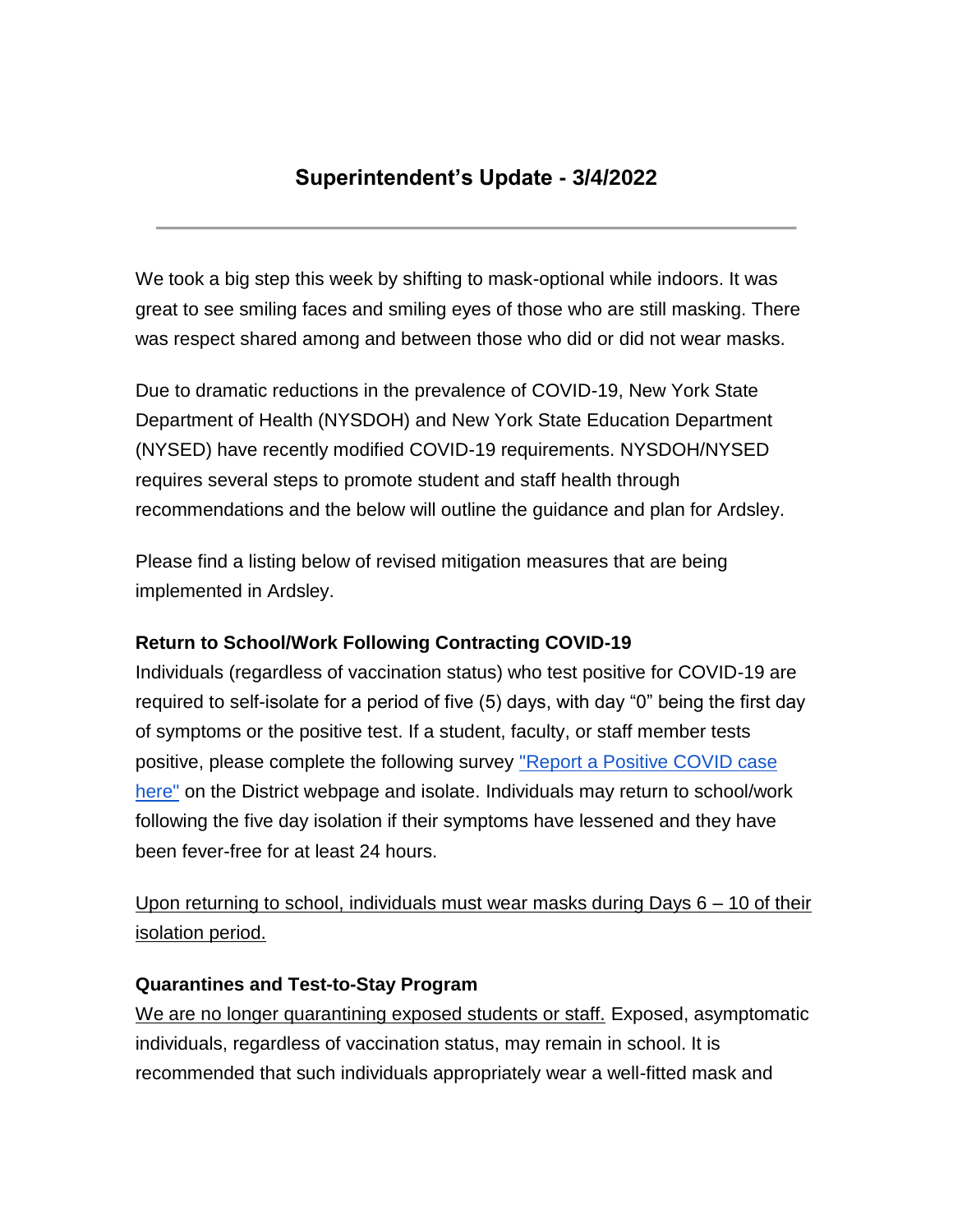# Superintendent's Update - 3/4/2022

---

We took a big step this week by shifting to mask-optional while indoors. It was great to see smiling faces and smiling eyes of those who are still masking. There was respect shared among and between those who did or did not wear masks.

Due to dramatic reductions in the prevalence of COVID-19, New York State Department of Health (NYSDOH) and New York State Education Department (NYSED) have recently modified COVID-19 requirements. NYSDOH/NYSED requires several steps to promote student and staff health through recommendations and the below will outline the guidance and plan for Ardsley.

Please find a listing below of revised mitigation measures that are being implemented in Ardsley.

**Return to School/Work Following Contracting COVID-19**

Individuals (regardless of vaccination status) who test positive for COVID-19 are required to self-isolate for a period of five (5) days, with day "0" being the first day of symptoms or the positive test. If a student, faculty, or staff member tests positive, please complete the following survey "Report a Positive COVID case here" on the District webpage and isolate. Individuals may return to school/work following the five day isolation if their symptoms have lessened and they have been fever-free for at least 24 hours.

Upon returning to school, individuals must wear masks during Days 6 – 10 of their isolation period.

**Quarantines and Test-to-Stay Program**

We are no longer quarantining exposed students or staff. Exposed, asymptomatic individuals, regardless of vaccination status, may remain in school. It is recommended that such individuals appropriately wear a well-fitted mask and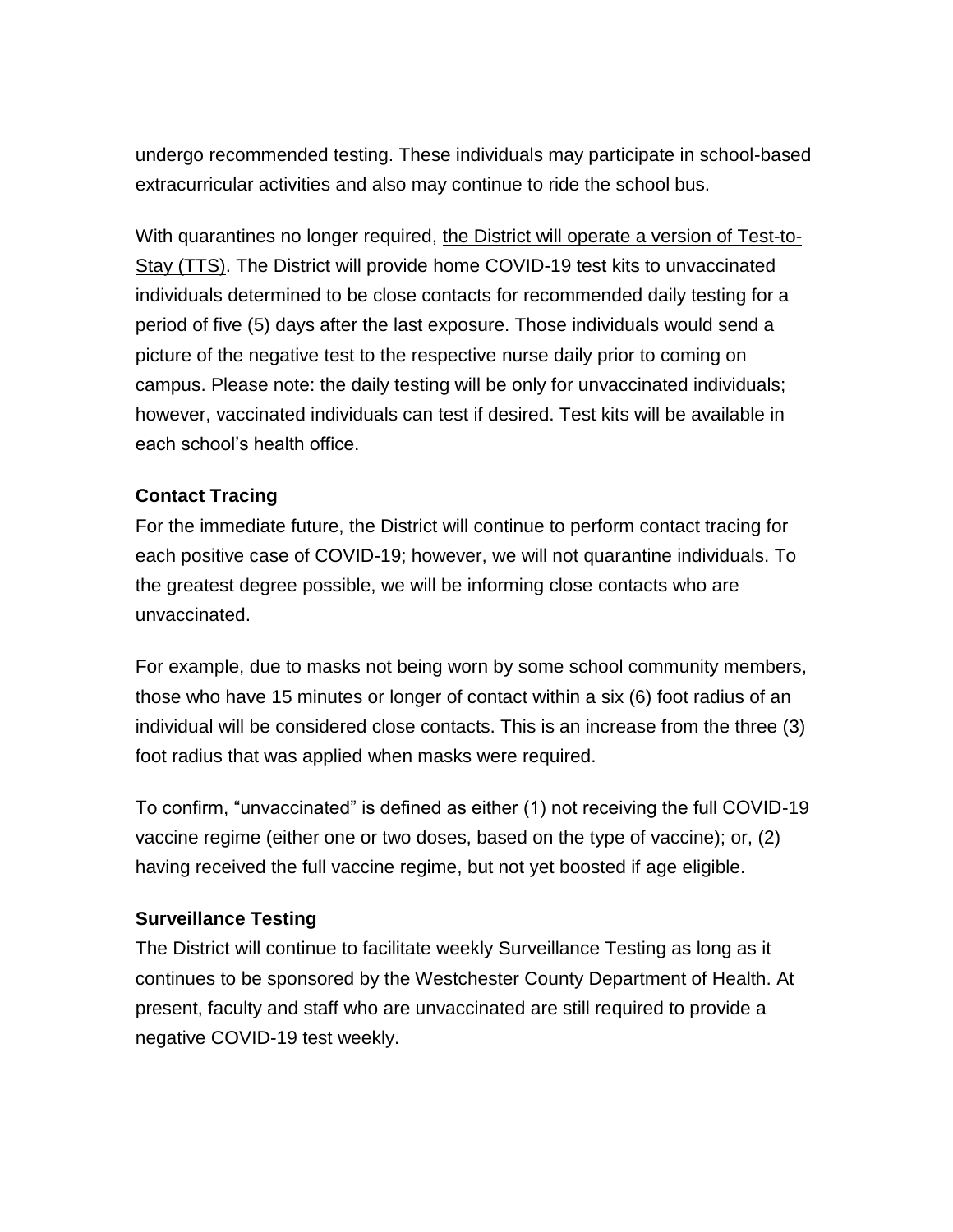undergo recommended testing. These individuals may participate in school-based extracurricular activities and also may continue to ride the school bus.

With quarantines no longer required, the District will operate a version of Test-to-Stay (TTS). The District will provide home COVID-19 test kits to unvaccinated individuals determined to be close contacts for recommended daily testing for a period of five (5) days after the last exposure. Those individuals would send a picture of the negative test to the respective nurse daily prior to coming on campus. Please note: the daily testing will be only for unvaccinated individuals; however, vaccinated individuals can test if desired. Test kits will be available in each school's health office.

**Contact Tracing**

For the immediate future, the District will continue to perform contact tracing for each positive case of COVID-19; however, we will not quarantine individuals. To the greatest degree possible, we will be informing close contacts who are unvaccinated.

For example, due to masks not being worn by some school community members, those who have 15 minutes or longer of contact within a six (6) foot radius of an individual will be considered close contacts. This is an increase from the three (3) foot radius that was applied when masks were required.

To confirm, "unvaccinated" is defined as either (1) not receiving the full COVID-19 vaccine regime (either one or two doses, based on the type of vaccine); or, (2) having received the full vaccine regime, but not yet boosted if age eligible.

**Surveillance Testing**

The District will continue to facilitate weekly Surveillance Testing as long as it continues to be sponsored by the Westchester County Department of Health. At present, faculty and staff who are unvaccinated are still required to provide a negative COVID-19 test weekly.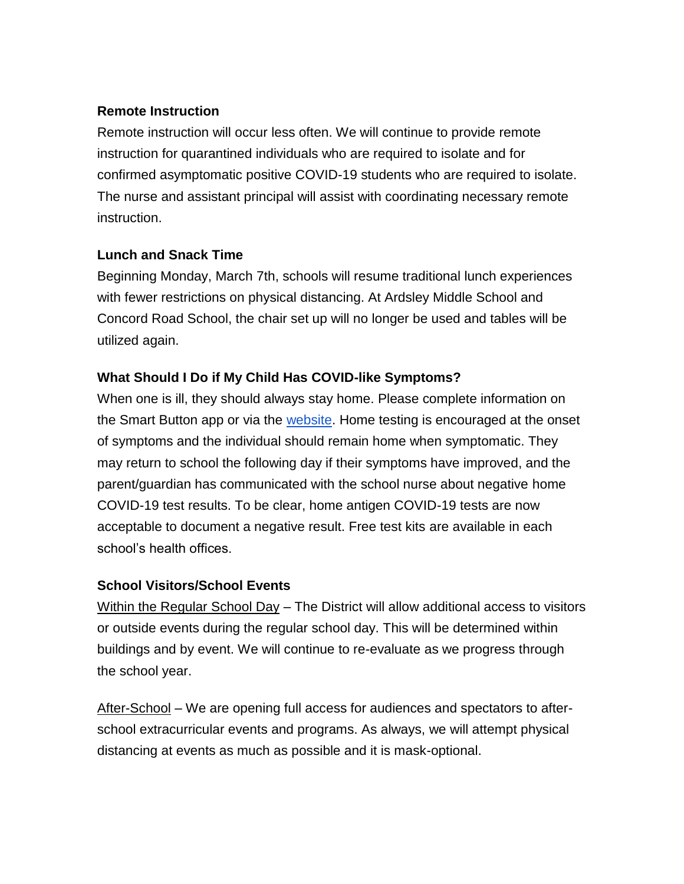**Remote Instruction**

Remote instruction will occur less often. We will continue to provide remote instruction for quarantined individuals who are required to isolate and for confirmed asymptomatic positive COVID-19 students who are required to isolate. The nurse and assistant principal will assist with coordinating necessary remote instruction.

**Lunch and Snack Time**

Beginning Monday, March 7th, schools will resume traditional lunch experiences with fewer restrictions on physical distancing. At Ardsley Middle School and Concord Road School, the chair set up will no longer be used and tables will be utilized again.

**What Should I Do if My Child Has COVID-like Symptoms?**

When one is ill, they should always stay home. Please complete information on the Smart Button app or via the website. Home testing is encouraged at the onset of symptoms and the individual should remain home when symptomatic. They may return to school the following day if their symptoms have improved, and the parent/guardian has communicated with the school nurse about negative home COVID-19 test results. To be clear, home antigen COVID-19 tests are now acceptable to document a negative result. Free test kits are available in each school's health offices.

**School Visitors/School Events**

Within the Regular School Day – The District will allow additional access to visitors or outside events during the regular school day. This will be determined within buildings and by event. We will continue to re-evaluate as we progress through the school year.

After-School – We are opening full access for audiences and spectators to after-school extracurricular events and programs. As always, we will attempt physical distancing at events as much as possible and it is mask-optional.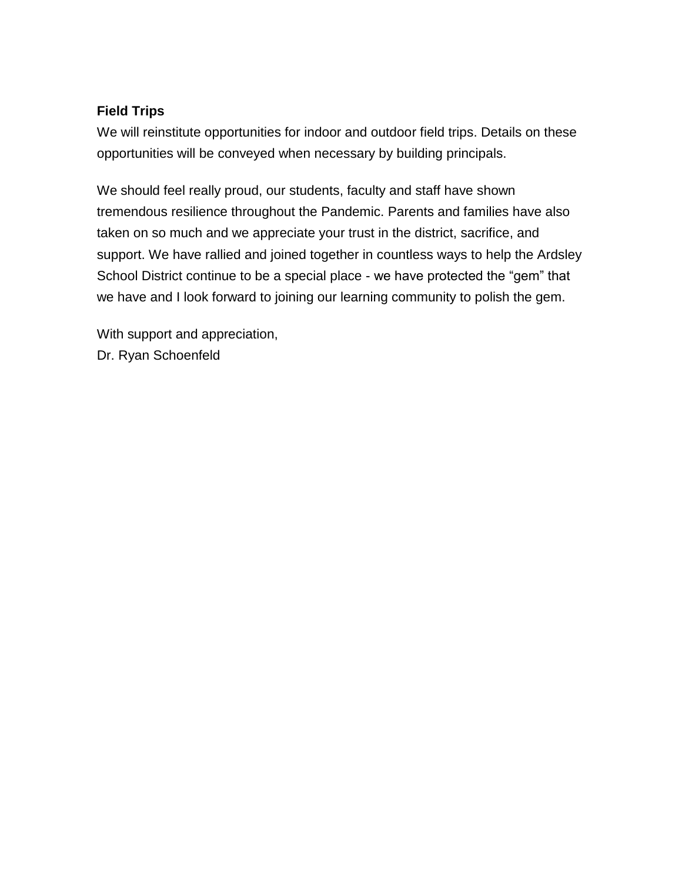**Field Trips**

We will reinstitute opportunities for indoor and outdoor field trips. Details on these opportunities will be conveyed when necessary by building principals.

We should feel really proud, our students, faculty and staff have shown tremendous resilience throughout the Pandemic. Parents and families have also taken on so much and we appreciate your trust in the district, sacrifice, and support. We have rallied and joined together in countless ways to help the Ardsley School District continue to be a special place - we have protected the "gem" that we have and I look forward to joining our learning community to polish the gem.

With support and appreciation,
Dr. Ryan Schoenfeld